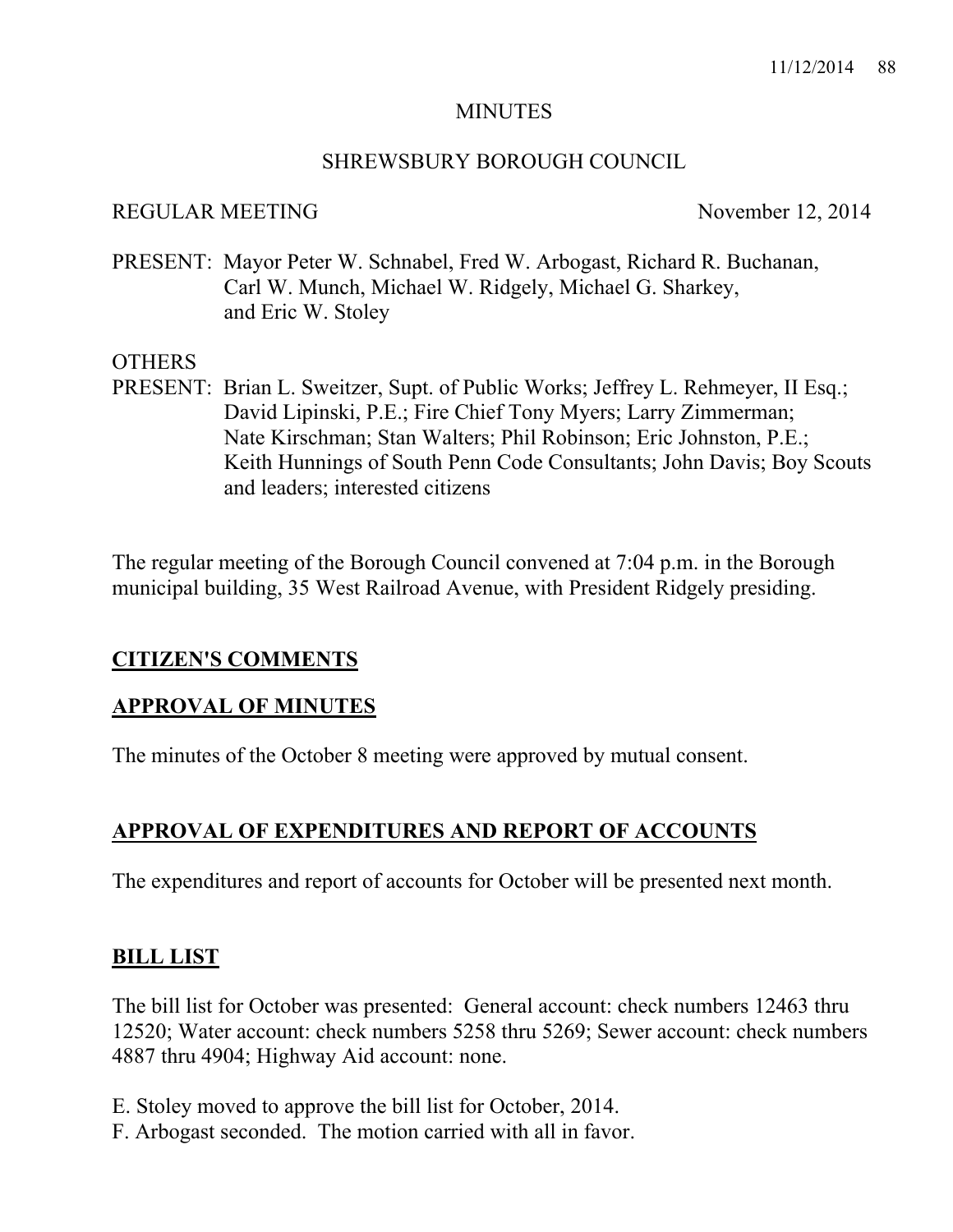# MINUTES

## SHREWSBURY BOROUGH COUNCIL

REGULAR MEETING November 12, 2014

PRESENT: Mayor Peter W. Schnabel, Fred W. Arbogast, Richard R. Buchanan, Carl W. Munch, Michael W. Ridgely, Michael G. Sharkey, and Eric W. Stoley

OTHERS
PRESENT: Brian L. Sweitzer, Supt. of Public Works; Jeffrey L. Rehmeyer, II Esq.; David Lipinski, P.E.; Fire Chief Tony Myers; Larry Zimmerman; Nate Kirschman; Stan Walters; Phil Robinson; Eric Johnston, P.E.; Keith Hunnings of South Penn Code Consultants; John Davis; Boy Scouts and leaders; interested citizens

The regular meeting of the Borough Council convened at 7:04 p.m. in the Borough municipal building, 35 West Railroad Avenue, with President Ridgely presiding.

**CITIZEN'S COMMENTS**

**APPROVAL OF MINUTES**

The minutes of the October 8 meeting were approved by mutual consent.

**APPROVAL OF EXPENDITURES AND REPORT OF ACCOUNTS**

The expenditures and report of accounts for October will be presented next month.

**BILL LIST**

The bill list for October was presented: General account: check numbers 12463 thru 12520; Water account: check numbers 5258 thru 5269; Sewer account: check numbers 4887 thru 4904; Highway Aid account: none.

E. Stoley moved to approve the bill list for October, 2014.
F. Arbogast seconded. The motion carried with all in favor.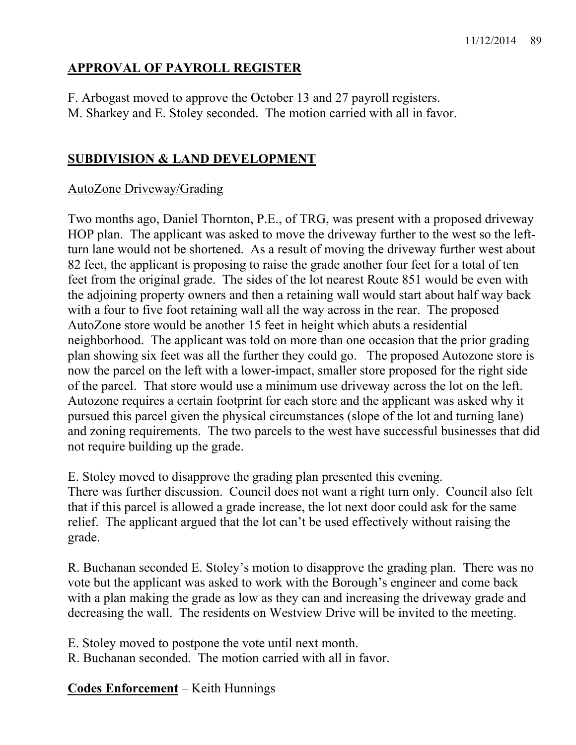## APPROVAL OF PAYROLL REGISTER

F. Arbogast moved to approve the October 13 and 27 payroll registers.
M. Sharkey and E. Stoley seconded. The motion carried with all in favor.

## SUBDIVISION & LAND DEVELOPMENT

AutoZone Driveway/Grading

Two months ago, Daniel Thornton, P.E., of TRG, was present with a proposed driveway HOP plan. The applicant was asked to move the driveway further to the west so the left-turn lane would not be shortened. As a result of moving the driveway further west about 82 feet, the applicant is proposing to raise the grade another four feet for a total of ten feet from the original grade. The sides of the lot nearest Route 851 would be even with the adjoining property owners and then a retaining wall would start about half way back with a four to five foot retaining wall all the way across in the rear. The proposed AutoZone store would be another 15 feet in height which abuts a residential neighborhood. The applicant was told on more than one occasion that the prior grading plan showing six feet was all the further they could go. The proposed Autozone store is now the parcel on the left with a lower-impact, smaller store proposed for the right side of the parcel. That store would use a minimum use driveway across the lot on the left. Autozone requires a certain footprint for each store and the applicant was asked why it pursued this parcel given the physical circumstances (slope of the lot and turning lane) and zoning requirements. The two parcels to the west have successful businesses that did not require building up the grade.

E. Stoley moved to disapprove the grading plan presented this evening.
There was further discussion. Council does not want a right turn only. Council also felt that if this parcel is allowed a grade increase, the lot next door could ask for the same relief. The applicant argued that the lot can't be used effectively without raising the grade.

R. Buchanan seconded E. Stoley's motion to disapprove the grading plan. There was no vote but the applicant was asked to work with the Borough's engineer and come back with a plan making the grade as low as they can and increasing the driveway grade and decreasing the wall. The residents on Westview Drive will be invited to the meeting.

E. Stoley moved to postpone the vote until next month.
R. Buchanan seconded. The motion carried with all in favor.

**Codes Enforcement** – Keith Hunnings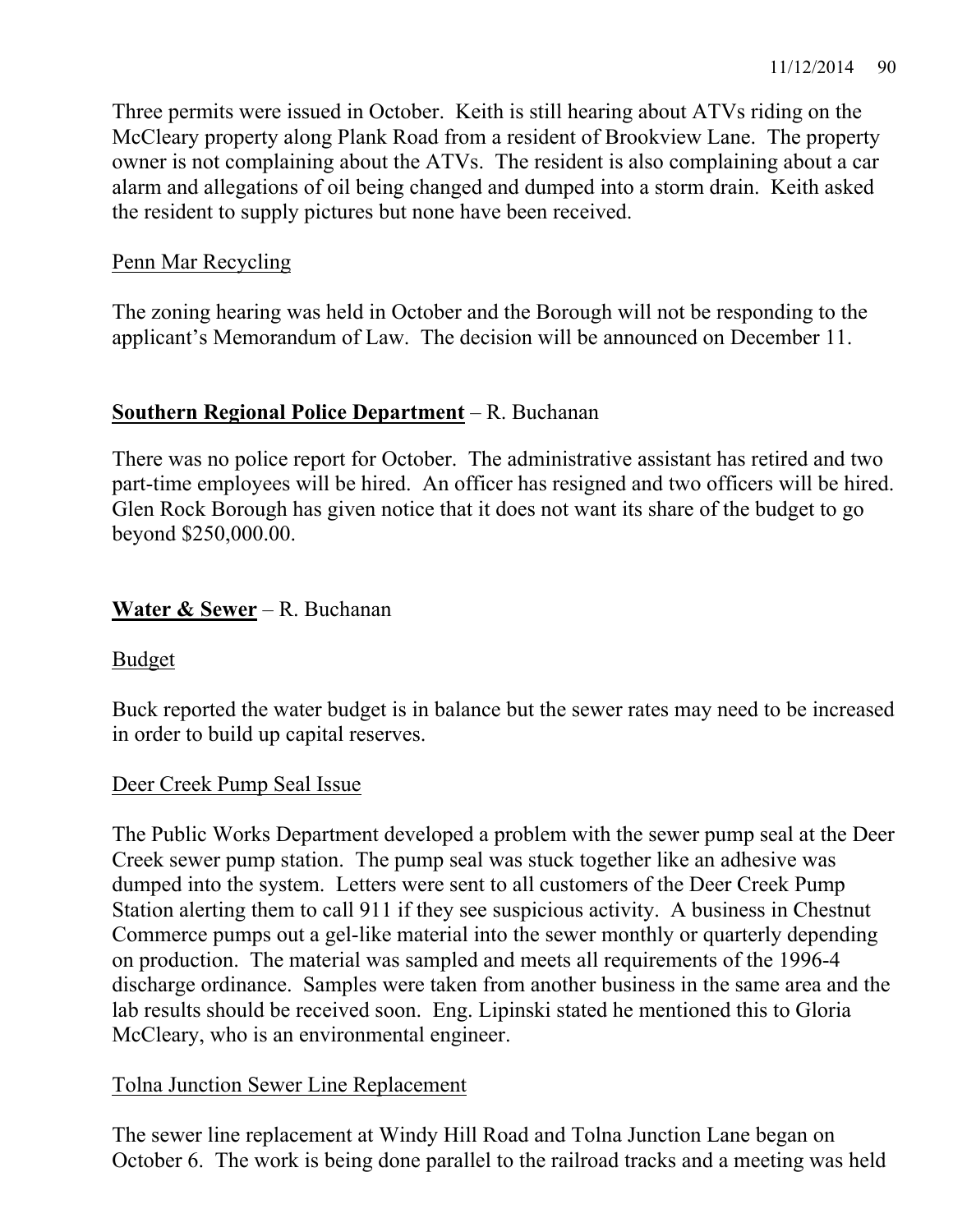Three permits were issued in October. Keith is still hearing about ATVs riding on the McCleary property along Plank Road from a resident of Brookview Lane. The property owner is not complaining about the ATVs. The resident is also complaining about a car alarm and allegations of oil being changed and dumped into a storm drain. Keith asked the resident to supply pictures but none have been received.

Penn Mar Recycling

The zoning hearing was held in October and the Borough will not be responding to the applicant's Memorandum of Law. The decision will be announced on December 11.

**Southern Regional Police Department** – R. Buchanan

There was no police report for October. The administrative assistant has retired and two part-time employees will be hired. An officer has resigned and two officers will be hired. Glen Rock Borough has given notice that it does not want its share of the budget to go beyond $250,000.00.

**Water & Sewer** – R. Buchanan

Budget

Buck reported the water budget is in balance but the sewer rates may need to be increased in order to build up capital reserves.

Deer Creek Pump Seal Issue

The Public Works Department developed a problem with the sewer pump seal at the Deer Creek sewer pump station. The pump seal was stuck together like an adhesive was dumped into the system. Letters were sent to all customers of the Deer Creek Pump Station alerting them to call 911 if they see suspicious activity. A business in Chestnut Commerce pumps out a gel-like material into the sewer monthly or quarterly depending on production. The material was sampled and meets all requirements of the 1996-4 discharge ordinance. Samples were taken from another business in the same area and the lab results should be received soon. Eng. Lipinski stated he mentioned this to Gloria McCleary, who is an environmental engineer.

Tolna Junction Sewer Line Replacement

The sewer line replacement at Windy Hill Road and Tolna Junction Lane began on October 6. The work is being done parallel to the railroad tracks and a meeting was held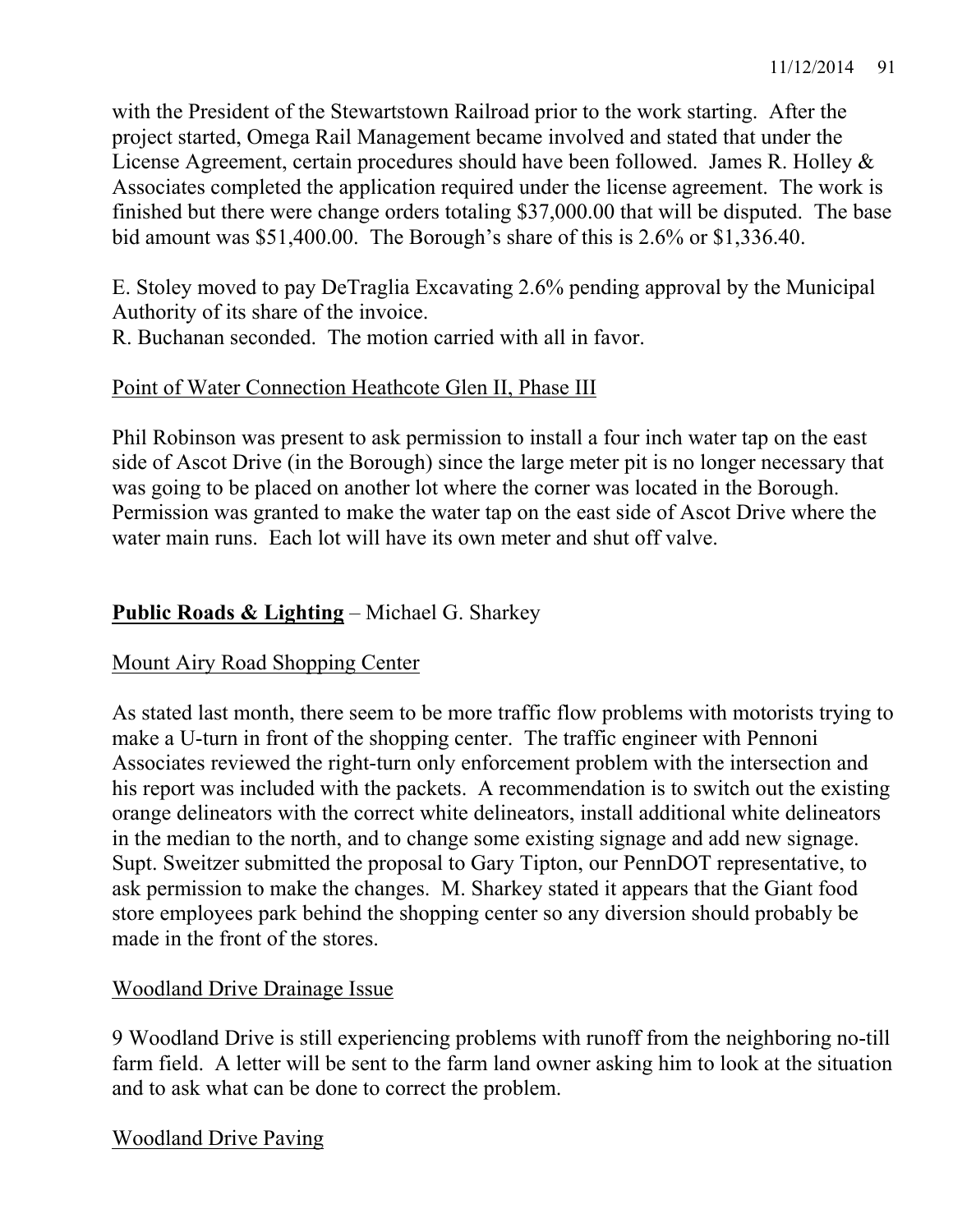with the President of the Stewartstown Railroad prior to the work starting. After the project started, Omega Rail Management became involved and stated that under the License Agreement, certain procedures should have been followed. James R. Holley & Associates completed the application required under the license agreement. The work is finished but there were change orders totaling $37,000.00 that will be disputed. The base bid amount was $51,400.00. The Borough's share of this is 2.6% or $1,336.40.

E. Stoley moved to pay DeTraglia Excavating 2.6% pending approval by the Municipal Authority of its share of the invoice.
R. Buchanan seconded. The motion carried with all in favor.

Point of Water Connection Heathcote Glen II, Phase III

Phil Robinson was present to ask permission to install a four inch water tap on the east side of Ascot Drive (in the Borough) since the large meter pit is no longer necessary that was going to be placed on another lot where the corner was located in the Borough. Permission was granted to make the water tap on the east side of Ascot Drive where the water main runs. Each lot will have its own meter and shut off valve.

**Public Roads & Lighting** – Michael G. Sharkey

Mount Airy Road Shopping Center

As stated last month, there seem to be more traffic flow problems with motorists trying to make a U-turn in front of the shopping center. The traffic engineer with Pennoni Associates reviewed the right-turn only enforcement problem with the intersection and his report was included with the packets. A recommendation is to switch out the existing orange delineators with the correct white delineators, install additional white delineators in the median to the north, and to change some existing signage and add new signage. Supt. Sweitzer submitted the proposal to Gary Tipton, our PennDOT representative, to ask permission to make the changes. M. Sharkey stated it appears that the Giant food store employees park behind the shopping center so any diversion should probably be made in the front of the stores.

Woodland Drive Drainage Issue

9 Woodland Drive is still experiencing problems with runoff from the neighboring no-till farm field. A letter will be sent to the farm land owner asking him to look at the situation and to ask what can be done to correct the problem.

Woodland Drive Paving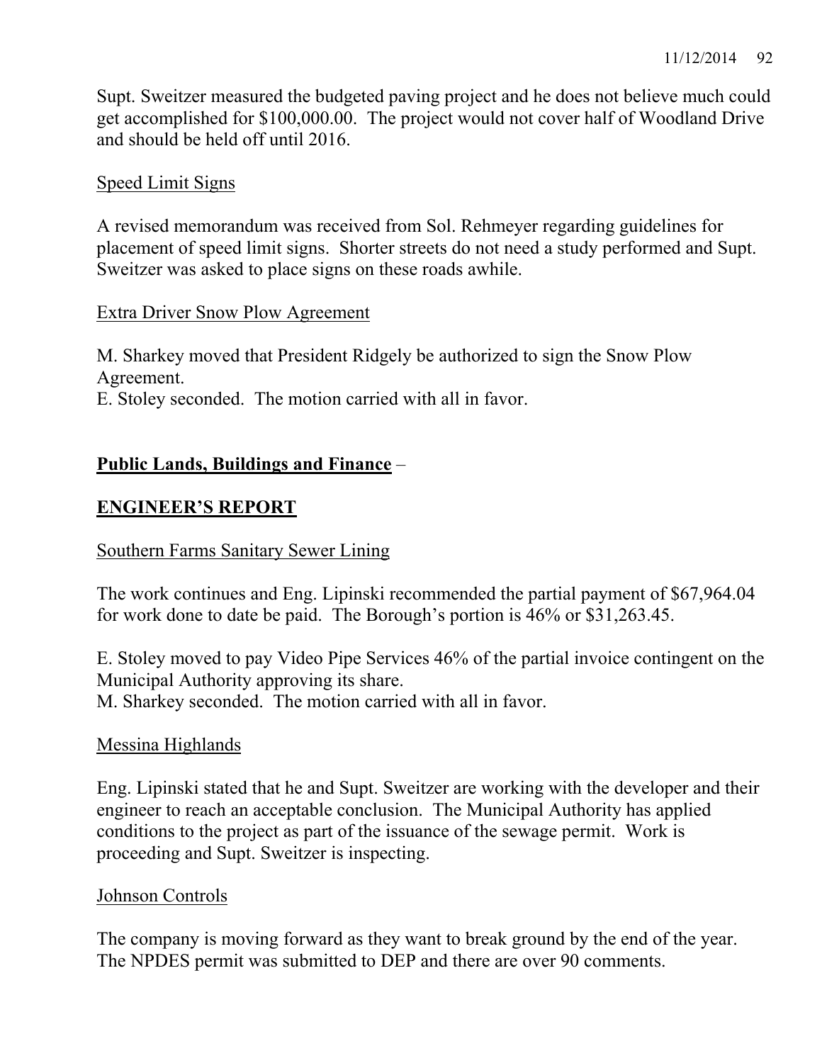Supt. Sweitzer measured the budgeted paving project and he does not believe much could get accomplished for $100,000.00. The project would not cover half of Woodland Drive and should be held off until 2016.

Speed Limit Signs

A revised memorandum was received from Sol. Rehmeyer regarding guidelines for placement of speed limit signs. Shorter streets do not need a study performed and Supt. Sweitzer was asked to place signs on these roads awhile.

Extra Driver Snow Plow Agreement

M. Sharkey moved that President Ridgely be authorized to sign the Snow Plow Agreement.
E. Stoley seconded. The motion carried with all in favor.

**Public Lands, Buildings and Finance** –

## ENGINEER'S REPORT

Southern Farms Sanitary Sewer Lining

The work continues and Eng. Lipinski recommended the partial payment of $67,964.04 for work done to date be paid. The Borough's portion is 46% or $31,263.45.

E. Stoley moved to pay Video Pipe Services 46% of the partial invoice contingent on the Municipal Authority approving its share.
M. Sharkey seconded. The motion carried with all in favor.

Messina Highlands

Eng. Lipinski stated that he and Supt. Sweitzer are working with the developer and their engineer to reach an acceptable conclusion. The Municipal Authority has applied conditions to the project as part of the issuance of the sewage permit. Work is proceeding and Supt. Sweitzer is inspecting.

Johnson Controls

The company is moving forward as they want to break ground by the end of the year. The NPDES permit was submitted to DEP and there are over 90 comments.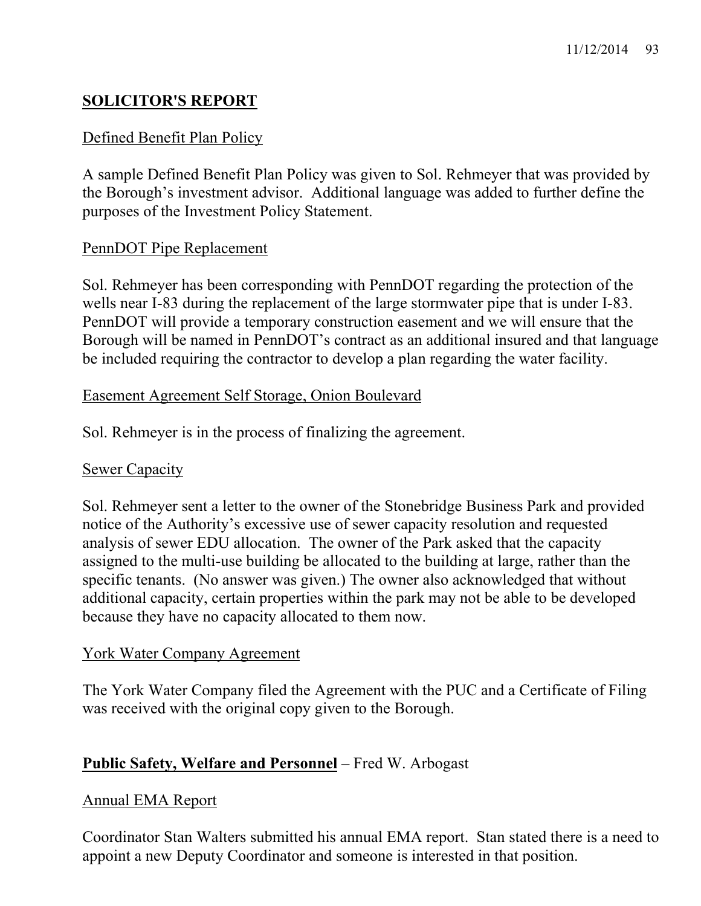## SOLICITOR'S REPORT

Defined Benefit Plan Policy

A sample Defined Benefit Plan Policy was given to Sol. Rehmeyer that was provided by the Borough's investment advisor. Additional language was added to further define the purposes of the Investment Policy Statement.

PennDOT Pipe Replacement

Sol. Rehmeyer has been corresponding with PennDOT regarding the protection of the wells near I-83 during the replacement of the large stormwater pipe that is under I-83. PennDOT will provide a temporary construction easement and we will ensure that the Borough will be named in PennDOT's contract as an additional insured and that language be included requiring the contractor to develop a plan regarding the water facility.

Easement Agreement Self Storage, Onion Boulevard

Sol. Rehmeyer is in the process of finalizing the agreement.

Sewer Capacity

Sol. Rehmeyer sent a letter to the owner of the Stonebridge Business Park and provided notice of the Authority's excessive use of sewer capacity resolution and requested analysis of sewer EDU allocation. The owner of the Park asked that the capacity assigned to the multi-use building be allocated to the building at large, rather than the specific tenants. (No answer was given.) The owner also acknowledged that without additional capacity, certain properties within the park may not be able to be developed because they have no capacity allocated to them now.

York Water Company Agreement

The York Water Company filed the Agreement with the PUC and a Certificate of Filing was received with the original copy given to the Borough.

**Public Safety, Welfare and Personnel** – Fred W. Arbogast

Annual EMA Report

Coordinator Stan Walters submitted his annual EMA report. Stan stated there is a need to appoint a new Deputy Coordinator and someone is interested in that position.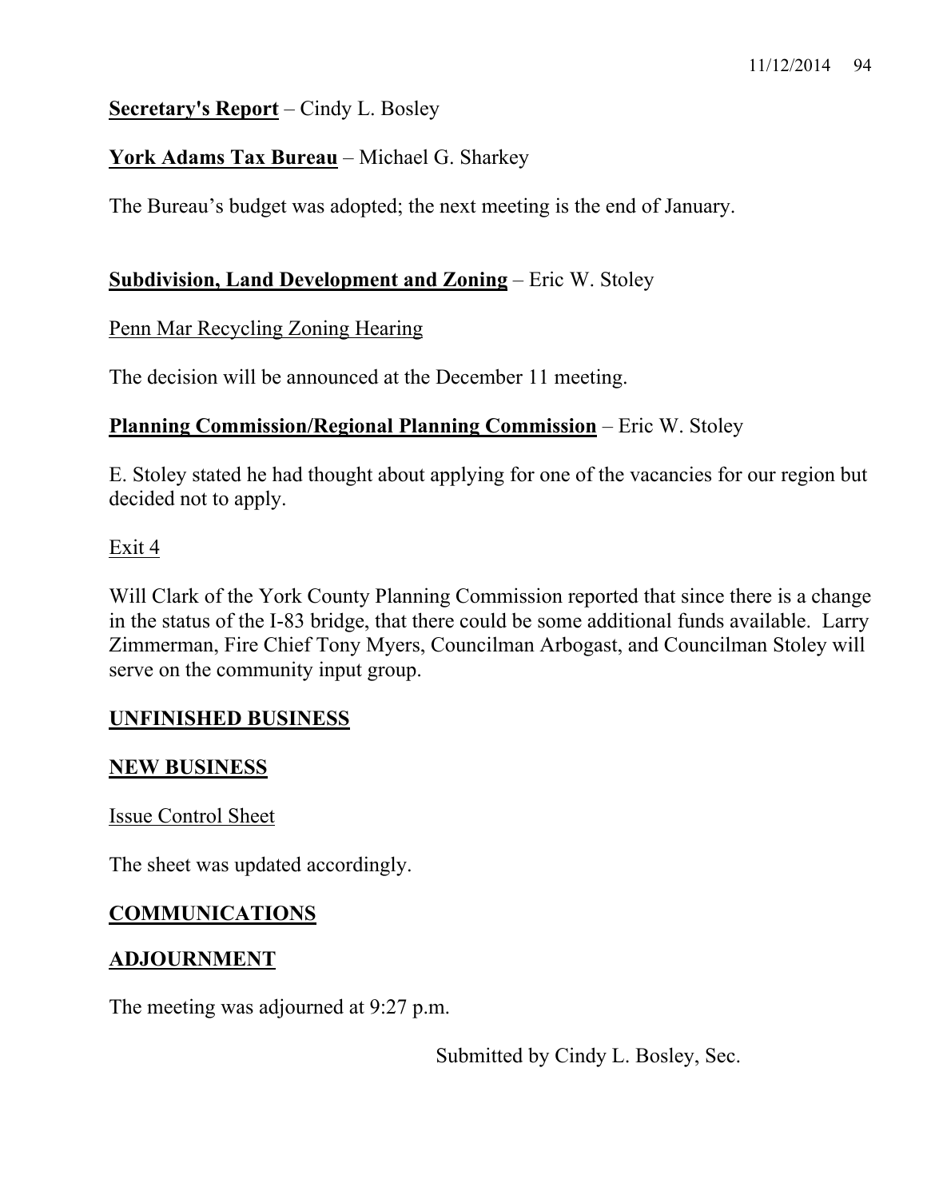**Secretary's Report** – Cindy L. Bosley

**York Adams Tax Bureau** – Michael G. Sharkey

The Bureau's budget was adopted; the next meeting is the end of January.

**Subdivision, Land Development and Zoning** – Eric W. Stoley

Penn Mar Recycling Zoning Hearing

The decision will be announced at the December 11 meeting.

**Planning Commission/Regional Planning Commission** – Eric W. Stoley

E. Stoley stated he had thought about applying for one of the vacancies for our region but decided not to apply.

Exit 4

Will Clark of the York County Planning Commission reported that since there is a change in the status of the I-83 bridge, that there could be some additional funds available. Larry Zimmerman, Fire Chief Tony Myers, Councilman Arbogast, and Councilman Stoley will serve on the community input group.

**UNFINISHED BUSINESS**

**NEW BUSINESS**

Issue Control Sheet

The sheet was updated accordingly.

**COMMUNICATIONS**

**ADJOURNMENT**

The meeting was adjourned at 9:27 p.m.

Submitted by Cindy L. Bosley, Sec.